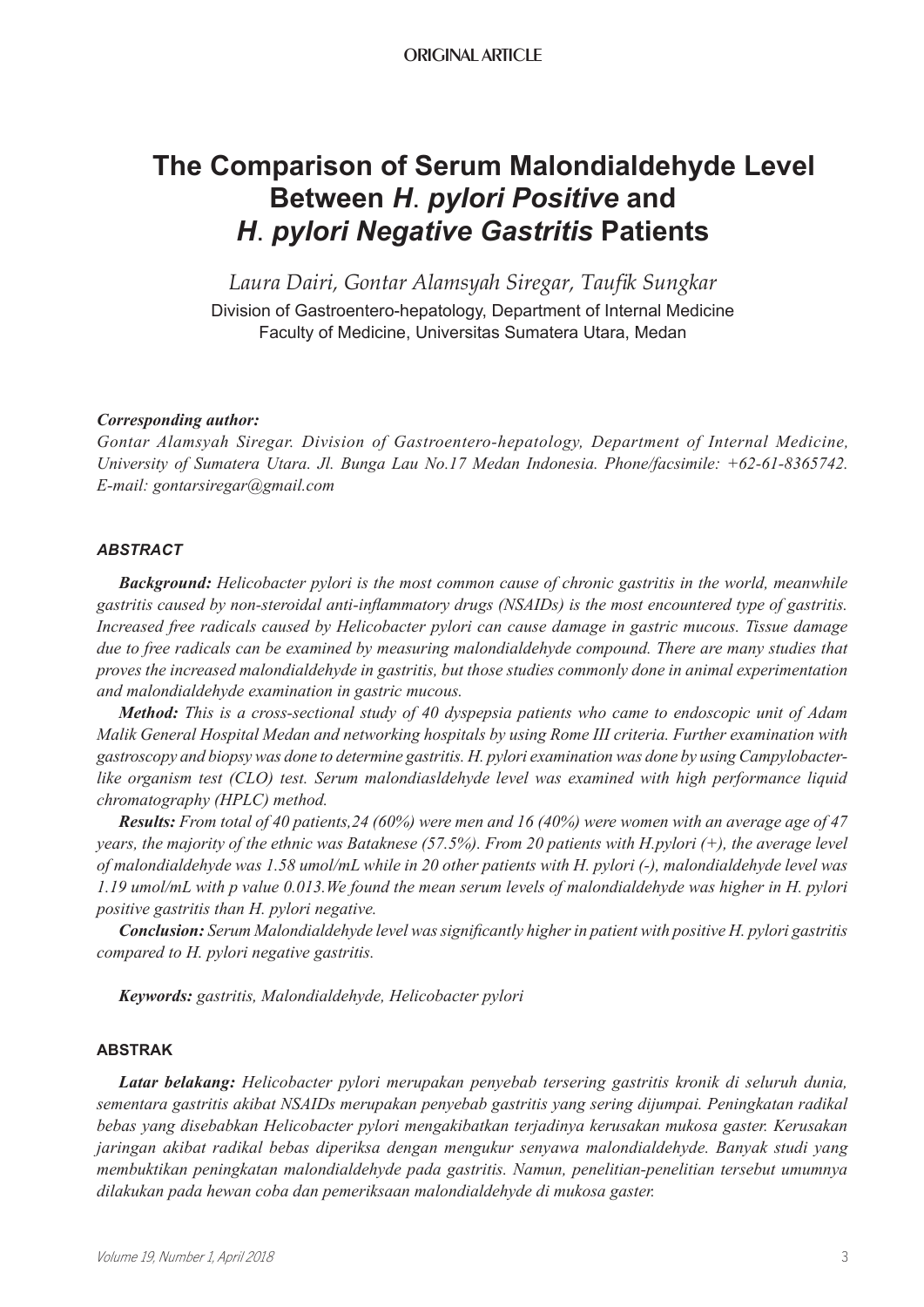ORIGINAL ARTICLE

# The Comparison of Serum Malondialdehyde Level Between *H. pylori Positive* and *H. pylori Negative Gastritis* Patients

*Laura Dairi, Gontar Alamsyah Siregar, Taufik Sungkar*

Division of Gastroentero-hepatology, Department of Internal Medicine
Faculty of Medicine, Universitas Sumatera Utara, Medan

***Corresponding author:***

*Gontar Alamsyah Siregar. Division of Gastroentero-hepatology, Department of Internal Medicine, University of Sumatera Utara. Jl. Bunga Lau No.17 Medan Indonesia. Phone/facsimile: +62-61-8365742. E-mail: gontarsiregar@gmail.com*

### *ABSTRACT*

***Background:*** *Helicobacter pylori is the most common cause of chronic gastritis in the world, meanwhile gastritis caused by non-steroidal anti-inflammatory drugs (NSAIDs) is the most encountered type of gastritis. Increased free radicals caused by Helicobacter pylori can cause damage in gastric mucous. Tissue damage due to free radicals can be examined by measuring malondialdehyde compound. There are many studies that proves the increased malondialdehyde in gastritis, but those studies commonly done in animal experimentation and malondialdehyde examination in gastric mucous.*

***Method:*** *This is a cross-sectional study of 40 dyspepsia patients who came to endoscopic unit of Adam Malik General Hospital Medan and networking hospitals by using Rome III criteria. Further examination with gastroscopy and biopsy was done to determine gastritis. H. pylori examination was done by using Campylobacter-like organism test (CLO) test. Serum malondiasldehyde level was examined with high performance liquid chromatography (HPLC) method.*

***Results:*** *From total of 40 patients,24 (60%) were men and 16 (40%) were women with an average age of 47 years, the majority of the ethnic was Bataknese (57.5%). From 20 patients with H.pylori (+), the average level of malondialdehyde was 1.58 umol/mL while in 20 other patients with H. pylori (-), malondialdehyde level was 1.19 umol/mL with p value 0.013.We found the mean serum levels of malondialdehyde was higher in H. pylori positive gastritis than H. pylori negative.*

***Conclusion:*** *Serum Malondialdehyde level was significantly higher in patient with positive H. pylori gastritis compared to H. pylori negative gastritis.*

***Keywords:*** *gastritis, Malondialdehyde, Helicobacter pylori*

### ABSTRAK

***Latar belakang:*** *Helicobacter pylori merupakan penyebab tersering gastritis kronik di seluruh dunia, sementara gastritis akibat NSAIDs merupakan penyebab gastritis yang sering dijumpai. Peningkatan radikal bebas yang disebabkan Helicobacter pylori mengakibatkan terjadinya kerusakan mukosa gaster. Kerusakan jaringan akibat radikal bebas diperiksa dengan mengukur senyawa malondialdehyde. Banyak studi yang membuktikan peningkatan malondialdehyde pada gastritis. Namun, penelitian-penelitian tersebut umumnya dilakukan pada hewan coba dan pemeriksaan malondialdehyde di mukosa gaster.*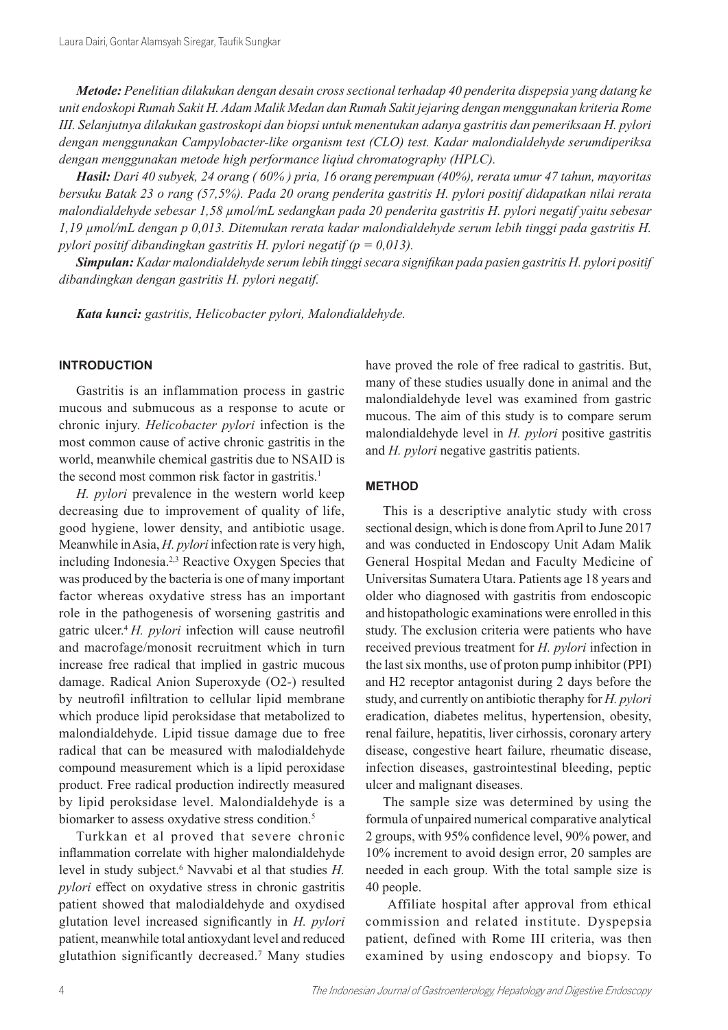***Metode:** Penelitian dilakukan dengan desain cross sectional terhadap 40 penderita dispepsia yang datang ke unit endoskopi Rumah Sakit H. Adam Malik Medan dan Rumah Sakit jejaring dengan menggunakan kriteria Rome III. Selanjutnya dilakukan gastroskopi dan biopsi untuk menentukan adanya gastritis dan pemeriksaan H. pylori dengan menggunakan Campylobacter-like organism test (CLO) test. Kadar malondialdehyde serumdiperiksa dengan menggunakan metode high performance liqiud chromatography (HPLC).*

***Hasil:** Dari 40 subyek, 24 orang ( 60% ) pria, 16 orang perempuan (40%), rerata umur 47 tahun, mayoritas bersuku Batak 23 o rang (57,5%). Pada 20 orang penderita gastritis H. pylori positif didapatkan nilai rerata malondialdehyde sebesar 1,58 µmol/mL sedangkan pada 20 penderita gastritis H. pylori negatif yaitu sebesar 1,19 µmol/mL dengan p 0,013. Ditemukan rerata kadar malondialdehyde serum lebih tinggi pada gastritis H. pylori positif dibandingkan gastritis H. pylori negatif (p = 0,013).*

***Simpulan:** Kadar malondialdehyde serum lebih tinggi secara signifikan pada pasien gastritis H. pylori positif dibandingkan dengan gastritis H. pylori negatif.*

***Kata kunci:** gastritis, Helicobacter pylori, Malondialdehyde.*

## INTRODUCTION

Gastritis is an inflammation process in gastric mucous and submucous as a response to acute or chronic injury. *Helicobacter pylori* infection is the most common cause of active chronic gastritis in the world, meanwhile chemical gastritis due to NSAID is the second most common risk factor in gastritis.[1]

*H. pylori* prevalence in the western world keep decreasing due to improvement of quality of life, good hygiene, lower density, and antibiotic usage. Meanwhile in Asia, *H. pylori* infection rate is very high, including Indonesia.[2,3] Reactive Oxygen Species that was produced by the bacteria is one of many important factor whereas oxydative stress has an important role in the pathogenesis of worsening gastritis and gatric ulcer.[4] *H. pylori* infection will cause neutrofil and macrofage/monosit recruitment which in turn increase free radical that implied in gastric mucous damage. Radical Anion Superoxyde (O2-) resulted by neutrofil infiltration to cellular lipid membrane which produce lipid peroksidase that metabolized to malondialdehyde. Lipid tissue damage due to free radical that can be measured with malodialdehyde compound measurement which is a lipid peroxidase product. Free radical production indirectly measured by lipid peroksidase level. Malondialdehyde is a biomarker to assess oxydative stress condition.[5]

Turkkan et al proved that severe chronic inflammation correlate with higher malondialdehyde level in study subject.[6] Navvabi et al that studies *H. pylori* effect on oxydative stress in chronic gastritis patient showed that malodialdehyde and oxydised glutation level increased significantly in *H. pylori* patient, meanwhile total antioxydant level and reduced glutathion significantly decreased.[7] Many studies have proved the role of free radical to gastritis. But, many of these studies usually done in animal and the malondialdehyde level was examined from gastric mucous. The aim of this study is to compare serum malondialdehyde level in *H. pylori* positive gastritis and *H. pylori* negative gastritis patients.

## METHOD

This is a descriptive analytic study with cross sectional design, which is done from April to June 2017 and was conducted in Endoscopy Unit Adam Malik General Hospital Medan and Faculty Medicine of Universitas Sumatera Utara. Patients age 18 years and older who diagnosed with gastritis from endoscopic and histopathologic examinations were enrolled in this study. The exclusion criteria were patients who have received previous treatment for *H. pylori* infection in the last six months, use of proton pump inhibitor (PPI) and H2 receptor antagonist during 2 days before the study, and currently on antibiotic theraphy for *H. pylori* eradication, diabetes melitus, hypertension, obesity, renal failure, hepatitis, liver cirhossis, coronary artery disease, congestive heart failure, rheumatic disease, infection diseases, gastrointestinal bleeding, peptic ulcer and malignant diseases.

The sample size was determined by using the formula of unpaired numerical comparative analytical 2 groups, with 95% confidence level, 90% power, and 10% increment to avoid design error, 20 samples are needed in each group. With the total sample size is 40 people.

Affiliate hospital after approval from ethical commission and related institute. Dyspepsia patient, defined with Rome III criteria, was then examined by using endoscopy and biopsy. To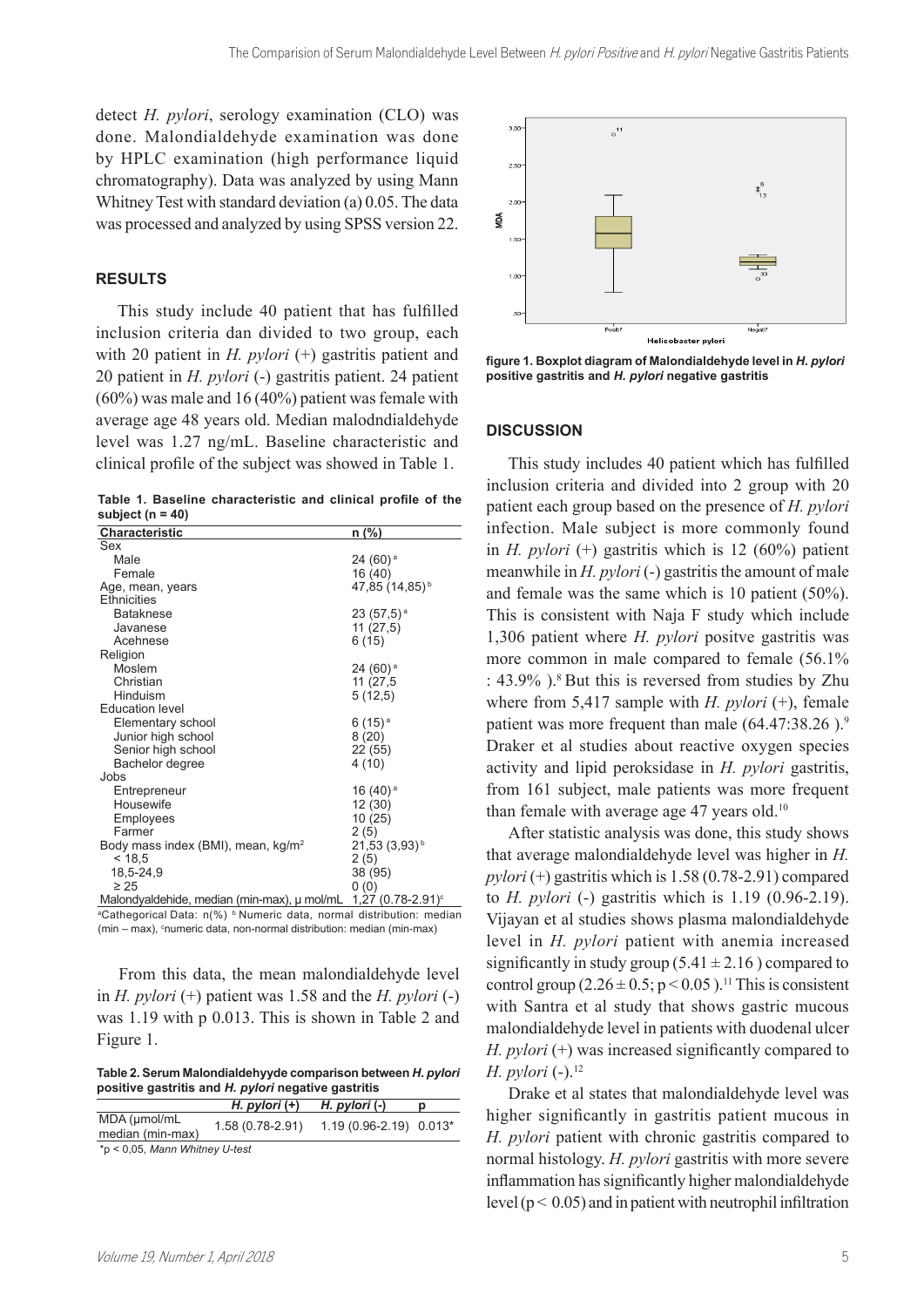detect *H. pylori*, serology examination (CLO) was done. Malondialdehyde examination was done by HPLC examination (high performance liquid chromatography). Data was analyzed by using Mann Whitney Test with standard deviation (a) 0.05. The data was processed and analyzed by using SPSS version 22.

## RESULTS

This study include 40 patient that has fulfilled inclusion criteria dan divided to two group, each with 20 patient in *H. pylori* (+) gastritis patient and 20 patient in *H. pylori* (-) gastritis patient. 24 patient (60%) was male and 16 (40%) patient was female with average age 48 years old. Median malodndialdehyde level was 1.27 ng/mL. Baseline characteristic and clinical profile of the subject was showed in Table 1.

**Table 1. Baseline characteristic and clinical profile of the subject (n = 40)**

| Characteristic | n (%) |
|---|---|
| Sex | |
| Male | 24 (60) [a] |
| Female | 16 (40) |
| Age, mean, years | 47,85 (14,85) [b] |
| Ethnicities | |
| Bataknese | 23 (57,5) [a] |
| Javanese | 11 (27,5) |
| Acehnese | 6 (15) |
| Religion | |
| Moslem | 24 (60) [a] |
| Christian | 11 (27,5 |
| Hinduism | 5 (12,5) |
| Education level | |
| Elementary school | 6 (15) [a] |
| Junior high school | 8 (20) |
| Senior high school | 22 (55) |
| Bachelor degree | 4 (10) |
| Jobs | |
| Entrepreneur | 16 (40) [a] |
| Housewife | 12 (30) |
| Employees | 10 (25) |
| Farmer | 2 (5) |
| Body mass index (BMI), mean, kg/m$^2$ | 21,53 (3,93) [b] |
| < 18,5 | 2 (5) |
| 18,5-24,9 | 38 (95) |
| ≥ 25 | 0 (0) |
| Malondyaldehide, median (min-max), μ mol/mL | 1,27 (0.78-2.91) [c] |

[a]Cathegorical Data: n(%) [b] Numeric data, normal distribution: median (min – max), [c]numeric data, non-normal distribution: median (min-max)

From this data, the mean malondialdehyde level in *H. pylori* (+) patient was 1.58 and the *H. pylori* (-) was 1.19 with p 0.013. This is shown in Table 2 and Figure 1.

**Table 2. Serum Malondialdehyyde comparison between *H. pylori* positive gastritis and *H. pylori* negative gastritis**

| | *H. pylori* (+) | *H. pylori* (-) | p |
|---|---|---|---|
| MDA (μmol/mL median (min-max) | 1.58 (0.78-2.91) | 1.19 (0.96-2.19) | 0.013* |

*p < 0,05, *Mann Whitney U-test*

**figure 1. Boxplot diagram of Malondialdehyde level in *H. pylori* positive gastritis and *H. pylori* negative gastritis**

## DISCUSSION

This study includes 40 patient which has fulfilled inclusion criteria and divided into 2 group with 20 patient each group based on the presence of *H. pylori* infection. Male subject is more commonly found in *H. pylori* (+) gastritis which is 12 (60%) patient meanwhile in *H. pylori* (-) gastritis the amount of male and female was the same which is 10 patient (50%). This is consistent with Naja F study which include 1,306 patient where *H. pylori* positve gastritis was more common in male compared to female (56.1% : 43.9% ).[8] But this is reversed from studies by Zhu where from 5,417 sample with *H. pylori* (+), female patient was more frequent than male (64.47:38.26 ).[9] Draker et al studies about reactive oxygen species activity and lipid peroksidase in *H. pylori* gastritis, from 161 subject, male patients was more frequent than female with average age 47 years old.[10]

After statistic analysis was done, this study shows that average malondialdehyde level was higher in *H. pylori* (+) gastritis which is 1.58 (0.78-2.91) compared to *H. pylori* (-) gastritis which is 1.19 (0.96-2.19). Vijayan et al studies shows plasma malondialdehyde level in *H. pylori* patient with anemia increased significantly in study group ($5.41 \pm 2.16$ ) compared to control group ($2.26 \pm 0.5$; $p < 0.05$ ).[11] This is consistent with Santra et al study that shows gastric mucous malondialdehyde level in patients with duodenal ulcer *H. pylori* (+) was increased significantly compared to *H. pylori* (-).[12]

Drake et al states that malondialdehyde level was higher significantly in gastritis patient mucous in *H. pylori* patient with chronic gastritis compared to normal histology. *H. pylori* gastritis with more severe inflammation has significantly higher malondialdehyde level ($p < 0.05$) and in patient with neutrophil infiltration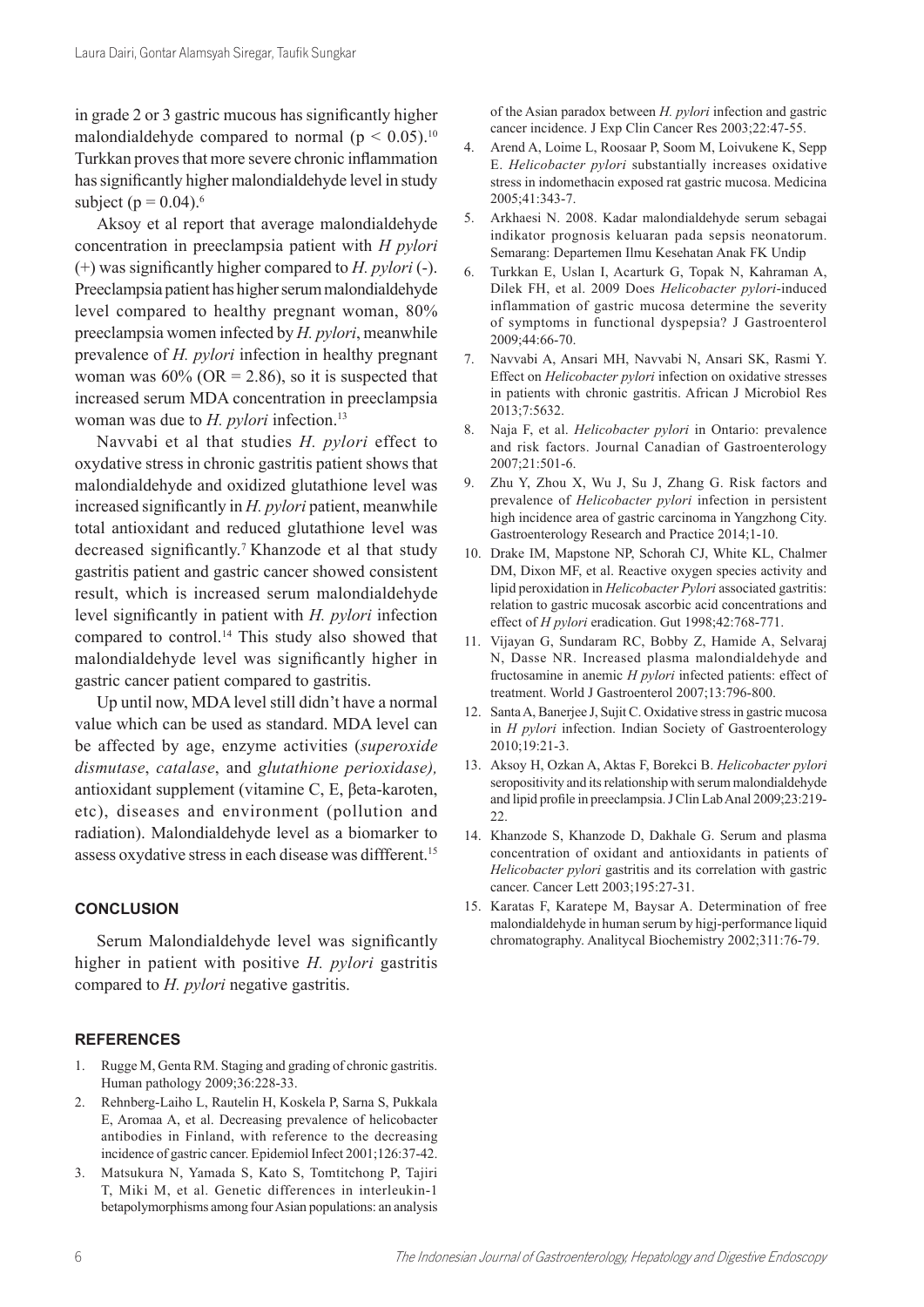in grade 2 or 3 gastric mucous has significantly higher malondialdehyde compared to normal ($p < 0.05$).[10] Turkkan proves that more severe chronic inflammation has significantly higher malondialdehyde level in study subject ($p = 0.04$).[6]

Aksoy et al report that average malondialdehyde concentration in preeclampsia patient with *H pylori* (+) was significantly higher compared to *H. pylori* (-). Preeclampsia patient has higher serum malondialdehyde level compared to healthy pregnant woman, 80% preeclampsia women infected by *H. pylori*, meanwhile prevalence of *H. pylori* infection in healthy pregnant woman was 60% (OR = 2.86), so it is suspected that increased serum MDA concentration in preeclampsia woman was due to *H. pylori* infection.[13]

Navvabi et al that studies *H. pylori* effect to oxydative stress in chronic gastritis patient shows that malondialdehyde and oxidized glutathione level was increased significantly in *H. pylori* patient, meanwhile total antioxidant and reduced glutathione level was decreased significantly.[7] Khanzode et al that study gastritis patient and gastric cancer showed consistent result, which is increased serum malondialdehyde level significantly in patient with *H. pylori* infection compared to control.[14] This study also showed that malondialdehyde level was significantly higher in gastric cancer patient compared to gastritis.

Up until now, MDA level still didn't have a normal value which can be used as standard. MDA level can be affected by age, enzyme activities (*superoxide dismutase*, *catalase*, and *glutathione perioxidase),* antioxidant supplement (vitamine C, E, βeta-karoten, etc), diseases and environment (pollution and radiation). Malondialdehyde level as a biomarker to assess oxydative stress in each disease was diffferent.[15]

## CONCLUSION

Serum Malondialdehyde level was significantly higher in patient with positive *H. pylori* gastritis compared to *H. pylori* negative gastritis.

## REFERENCES

1. Rugge M, Genta RM. Staging and grading of chronic gastritis. Human pathology 2009;36:228-33.
2. Rehnberg-Laiho L, Rautelin H, Koskela P, Sarna S, Pukkala E, Aromaa A, et al. Decreasing prevalence of helicobacter antibodies in Finland, with reference to the decreasing incidence of gastric cancer. Epidemiol Infect 2001;126:37-42.
3. Matsukura N, Yamada S, Kato S, Tomtitchong P, Tajiri T, Miki M, et al. Genetic differences in interleukin-1 betapolymorphisms among four Asian populations: an analysis of the Asian paradox between *H. pylori* infection and gastric cancer incidence. J Exp Clin Cancer Res 2003;22:47-55.
4. Arend A, Loime L, Roosaar P, Soom M, Loivukene K, Sepp E. *Helicobacter pylori* substantially increases oxidative stress in indomethacin exposed rat gastric mucosa. Medicina 2005;41:343-7.
5. Arkhaesi N. 2008. Kadar malondialdehyde serum sebagai indikator prognosis keluaran pada sepsis neonatorum. Semarang: Departemen Ilmu Kesehatan Anak FK Undip
6. Turkkan E, Uslan I, Acarturk G, Topak N, Kahraman A, Dilek FH, et al. 2009 Does *Helicobacter pylori*-induced inflammation of gastric mucosa determine the severity of symptoms in functional dyspepsia? J Gastroenterol 2009;44:66-70.
7. Navvabi A, Ansari MH, Navvabi N, Ansari SK, Rasmi Y. Effect on *Helicobacter pylori* infection on oxidative stresses in patients with chronic gastritis. African J Microbiol Res 2013;7:5632.
8. Naja F, et al. *Helicobacter pylori* in Ontario: prevalence and risk factors. Journal Canadian of Gastroenterology 2007;21:501-6.
9. Zhu Y, Zhou X, Wu J, Su J, Zhang G. Risk factors and prevalence of *Helicobacter pylori* infection in persistent high incidence area of gastric carcinoma in Yangzhong City. Gastroenterology Research and Practice 2014;1-10.
10. Drake IM, Mapstone NP, Schorah CJ, White KL, Chalmer DM, Dixon MF, et al. Reactive oxygen species activity and lipid peroxidation in *Helicobacter Pylori* associated gastritis: relation to gastric mucosak ascorbic acid concentrations and effect of *H pylori* eradication. Gut 1998;42:768-771.
11. Vijayan G, Sundaram RC, Bobby Z, Hamide A, Selvaraj N, Dasse NR. Increased plasma malondialdehyde and fructosamine in anemic *H pylori* infected patients: effect of treatment. World J Gastroenterol 2007;13:796-800.
12. Santa A, Banerjee J, Sujit C. Oxidative stress in gastric mucosa in *H pylori* infection. Indian Society of Gastroenterology 2010;19:21-3.
13. Aksoy H, Ozkan A, Aktas F, Borekci B. *Helicobacter pylori* seropositivity and its relationship with serum malondialdehyde and lipid profile in preeclampsia. J Clin Lab Anal 2009;23:219-22.
14. Khanzode S, Khanzode D, Dakhale G. Serum and plasma concentration of oxidant and antioxidants in patients of *Helicobacter pylori* gastritis and its correlation with gastric cancer. Cancer Lett 2003;195:27-31.
15. Karatas F, Karatepe M, Baysar A. Determination of free malondialdehyde in human serum by higj-performance liquid chromatography. Analitycal Biochemistry 2002;311:76-79.